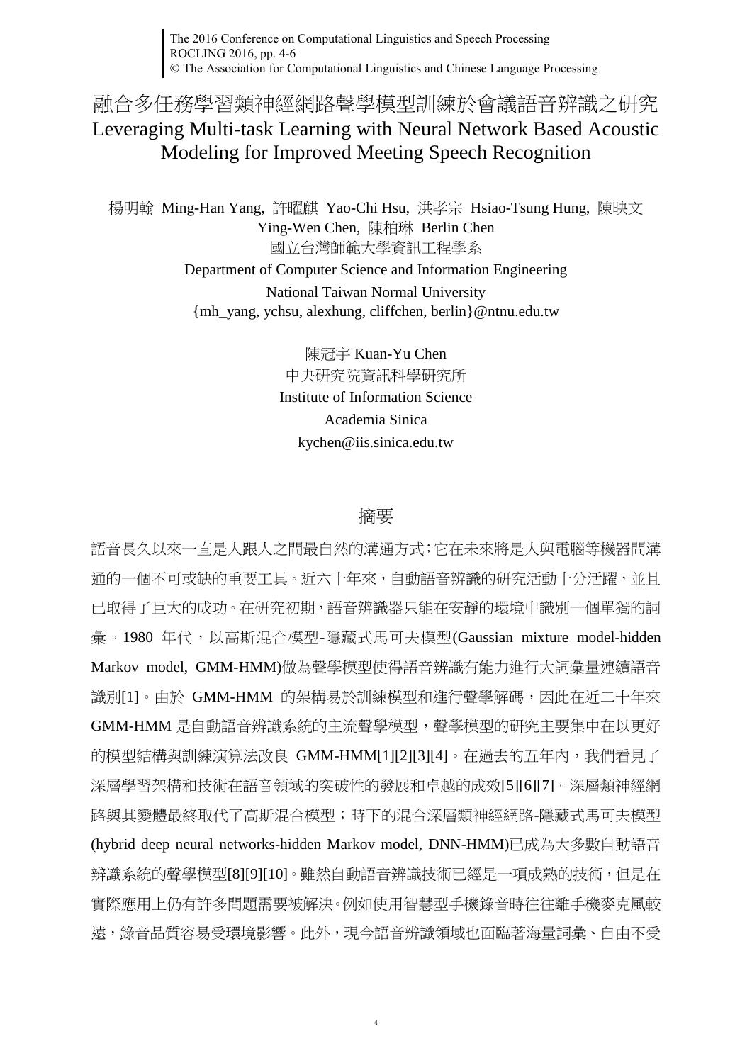# 融合多任務學習類神經網路聲學模型訓練於會議語音辨識之研究
# Leveraging Multi-task Learning with Neural Network Based Acoustic Modeling for Improved Meeting Speech Recognition

楊明翰 Ming-Han Yang, 許曜麒 Yao-Chi Hsu, 洪孝宗 Hsiao-Tsung Hung, 陳映文 Ying-Wen Chen, 陳柏琳 Berlin Chen

國立台灣師範大學資訊工程學系

Department of Computer Science and Information Engineering

National Taiwan Normal University

{mh_yang, ychsu, alexhung, cliffchen, berlin}@ntnu.edu.tw

陳冠宇 Kuan-Yu Chen

中央研究院資訊科學研究所

Institute of Information Science

Academia Sinica

kychen@iis.sinica.edu.tw

## 摘要

語音長久以來一直是人跟人之間最自然的溝通方式；它在未來將是人與電腦等機器間溝通的一個不可或缺的重要工具。近六十年來，自動語音辨識的研究活動十分活躍，並且已取得了巨大的成功。在研究初期，語音辨識器只能在安靜的環境中識別一個單獨的詞彙。1980 年代，以高斯混合模型-隱藏式馬可夫模型(Gaussian mixture model-hidden Markov model, GMM-HMM)做為聲學模型使得語音辨識有能力進行大詞彙量連續語音識別[1]。由於 GMM-HMM 的架構易於訓練模型和進行聲學解碼，因此在近二十年來 GMM-HMM 是自動語音辨識系統的主流聲學模型，聲學模型的研究主要集中在以更好的模型結構與訓練演算法改良 GMM-HMM[1][2][3][4]。在過去的五年內，我們看見了深層學習架構和技術在語音領域的突破性的發展和卓越的成效[5][6][7]。深層類神經網路與其變體最終取代了高斯混合模型；時下的混合深層類神經網路-隱藏式馬可夫模型(hybrid deep neural networks-hidden Markov model, DNN-HMM)已成為大多數自動語音辨識系統的聲學模型[8][9][10]。雖然自動語音辨識技術已經是一項成熟的技術，但是在實際應用上仍有許多問題需要被解決。例如使用智慧型手機錄音時往往離手機麥克風較遠，錄音品質容易受環境影響。此外，現今語音辨識領域也面臨著海量詞彙、自由不受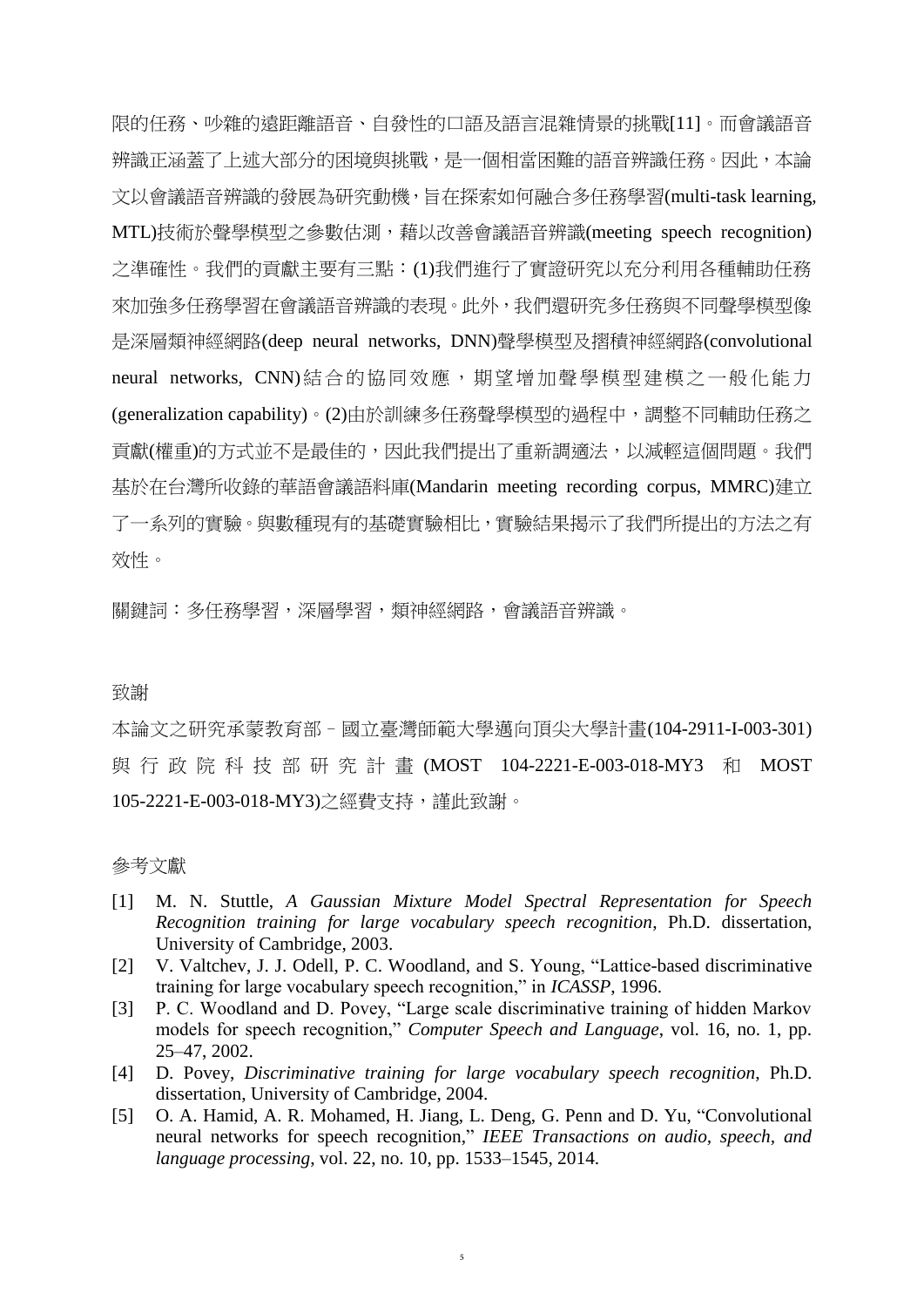限的任務、吵雜的遠距離語音、自發性的口語及語言混雜情景的挑戰[11]。而會議語音辨識正涵蓋了上述大部分的困境與挑戰，是一個相當困難的語音辨識任務。因此，本論文以會議語音辨識的發展為研究動機，旨在探索如何融合多任務學習(multi-task learning, MTL)技術於聲學模型之參數估測，藉以改善會議語音辨識(meeting speech recognition)之準確性。我們的貢獻主要有三點：(1)我們進行了實證研究以充分利用各種輔助任務來加強多任務學習在會議語音辨識的表現。此外，我們還研究多任務與不同聲學模型像是深層類神經網路(deep neural networks, DNN)聲學模型及摺積神經網路(convolutional neural networks, CNN)結合的協同效應，期望增加聲學模型建模之一般化能力(generalization capability)。(2)由於訓練多任務聲學模型的過程中，調整不同輔助任務之貢獻(權重)的方式並不是最佳的，因此我們提出了重新調適法，以減輕這個問題。我們基於在台灣所收錄的華語會議語料庫(Mandarin meeting recording corpus, MMRC)建立了一系列的實驗。與數種現有的基礎實驗相比，實驗結果揭示了我們所提出的方法之有效性。

關鍵詞：多任務學習，深層學習，類神經網路，會議語音辨識。

## 致謝

本論文之研究承蒙教育部－國立臺灣師範大學邁向頂尖大學計畫(104-2911-I-003-301)與行政院科技部研究計畫(MOST 104-2221-E-003-018-MY3 和 MOST 105-2221-E-003-018-MY3)之經費支持，謹此致謝。

## 參考文獻

[1] M. N. Stuttle, *A Gaussian Mixture Model Spectral Representation for Speech Recognition training for large vocabulary speech recognition*, Ph.D. dissertation, University of Cambridge, 2003.

[2] V. Valtchev, J. J. Odell, P. C. Woodland, and S. Young, "Lattice-based discriminative training for large vocabulary speech recognition," in *ICASSP*, 1996.

[3] P. C. Woodland and D. Povey, "Large scale discriminative training of hidden Markov models for speech recognition," *Computer Speech and Language*, vol. 16, no. 1, pp. 25–47, 2002.

[4] D. Povey, *Discriminative training for large vocabulary speech recognition*, Ph.D. dissertation, University of Cambridge, 2004.

[5] O. A. Hamid, A. R. Mohamed, H. Jiang, L. Deng, G. Penn and D. Yu, "Convolutional neural networks for speech recognition," *IEEE Transactions on audio, speech, and language processing*, vol. 22, no. 10, pp. 1533–1545, 2014.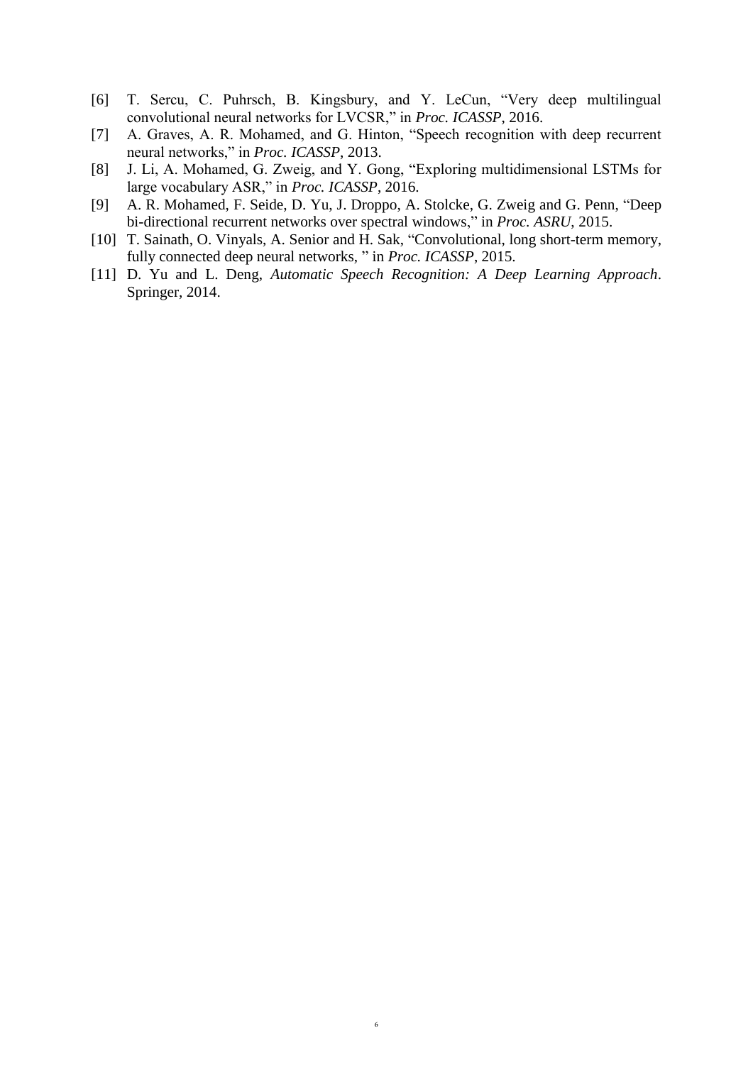[6] T. Sercu, C. Puhrsch, B. Kingsbury, and Y. LeCun, “Very deep multilingual convolutional neural networks for LVCSR,” in *Proc. ICASSP*, 2016.

[7] A. Graves, A. R. Mohamed, and G. Hinton, “Speech recognition with deep recurrent neural networks,” in *Proc. ICASSP*, 2013.

[8] J. Li, A. Mohamed, G. Zweig, and Y. Gong, “Exploring multidimensional LSTMs for large vocabulary ASR,” in *Proc. ICASSP*, 2016.

[9] A. R. Mohamed, F. Seide, D. Yu, J. Droppo, A. Stolcke, G. Zweig and G. Penn, “Deep bi-directional recurrent networks over spectral windows,” in *Proc. ASRU*, 2015.

[10] T. Sainath, O. Vinyals, A. Senior and H. Sak, “Convolutional, long short-term memory, fully connected deep neural networks, ” in *Proc. ICASSP*, 2015.

[11] D. Yu and L. Deng, *Automatic Speech Recognition: A Deep Learning Approach*. Springer, 2014.